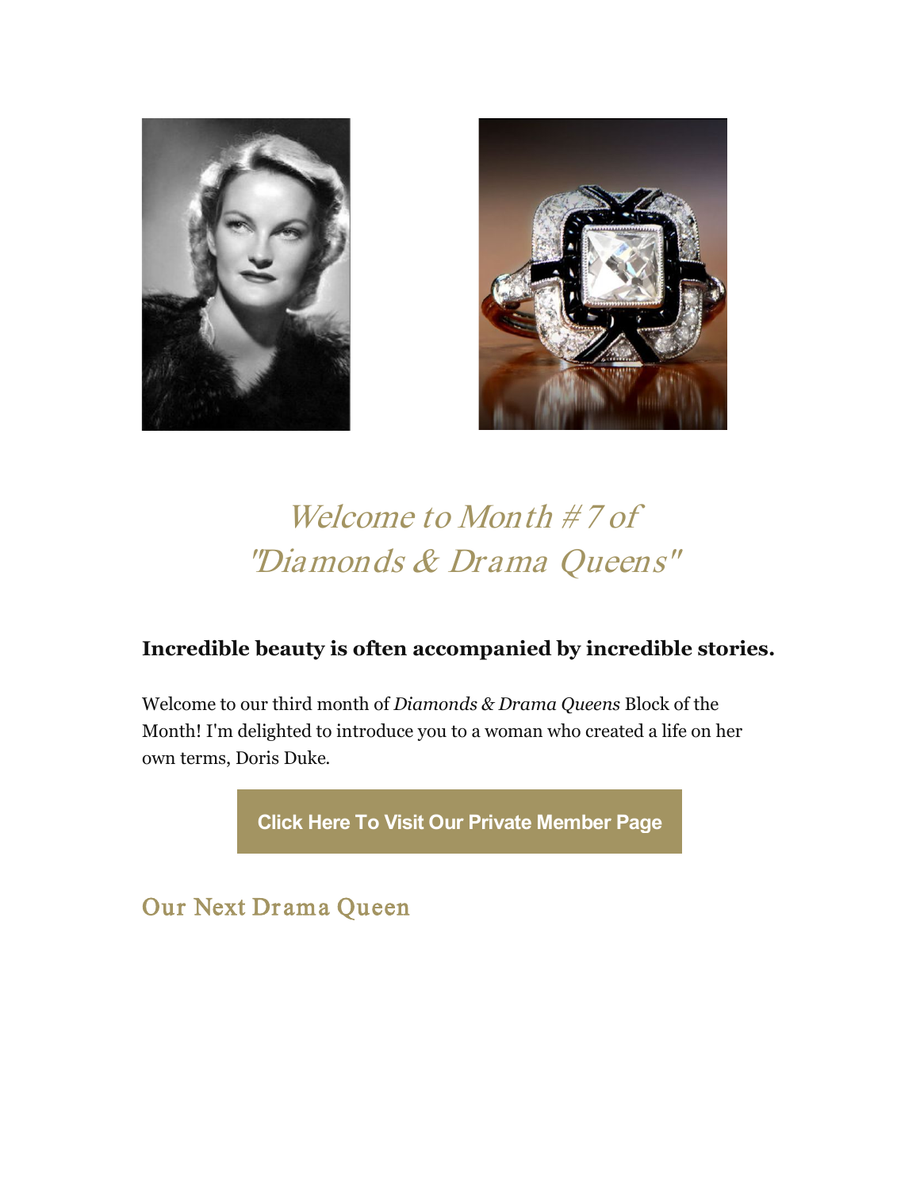# Welcome to Month #7 of "Diamonds & Drama Queens"

**Incredible beauty is often accompanied by incredible stories.**

Welcome to our third month of *Diamonds & Drama Queens* Block of the Month! I'm delighted to introduce you to a woman who created a life on her own terms, Doris Duke.

**Click Here To Visit Our Private Member Page**

## Our Next Drama Queen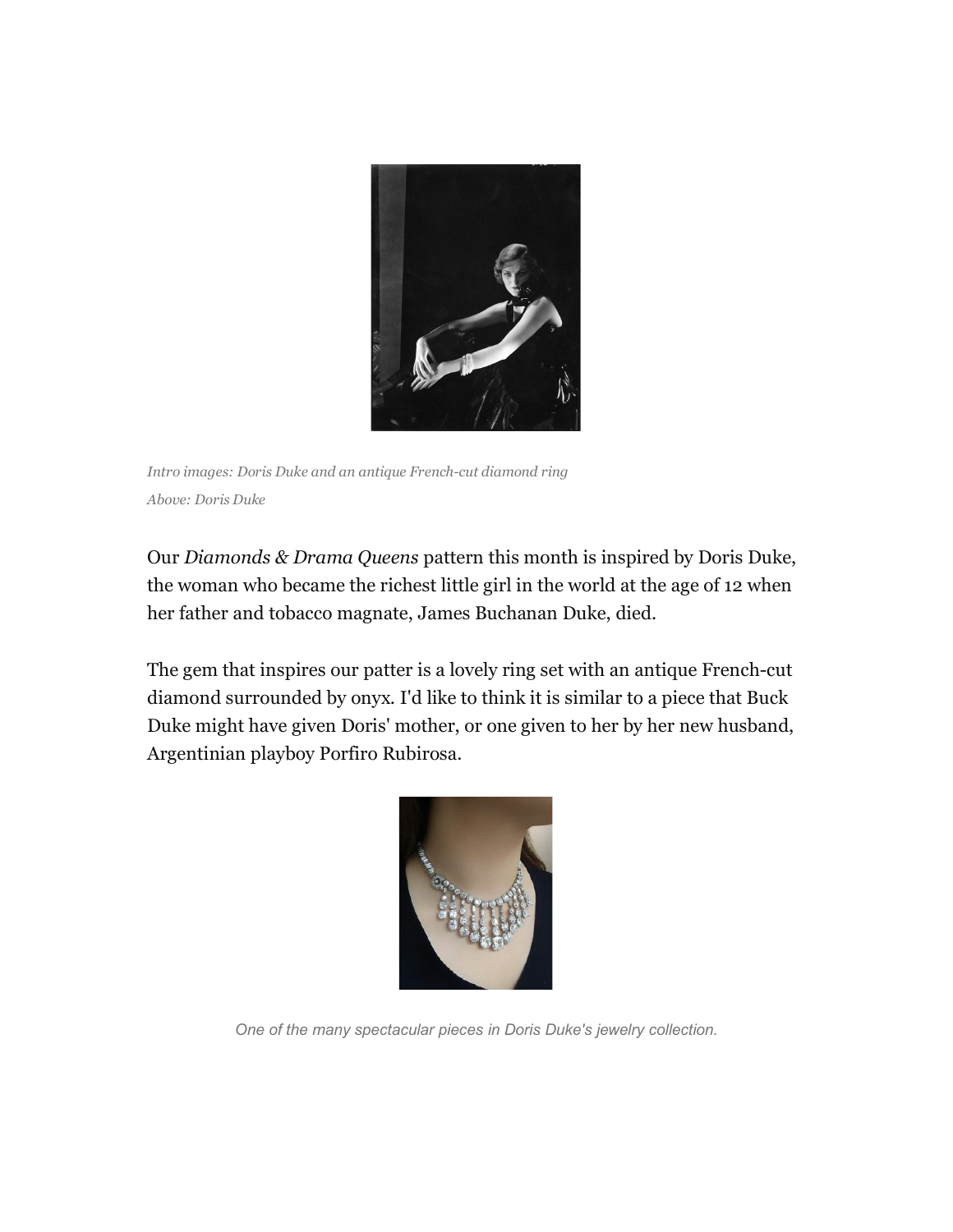*Intro images: Doris Duke and an antique French-cut diamond ring*

*Above: Doris Duke*

Our *Diamonds & Drama Queens* pattern this month is inspired by Doris Duke, the woman who became the richest little girl in the world at the age of 12 when her father and tobacco magnate, James Buchanan Duke, died.

The gem that inspires our patter is a lovely ring set with an antique French-cut diamond surrounded by onyx. I'd like to think it is similar to a piece that Buck Duke might have given Doris' mother, or one given to her by her new husband, Argentinian playboy Porfiro Rubirosa.

*One of the many spectacular pieces in Doris Duke's jewelry collection.*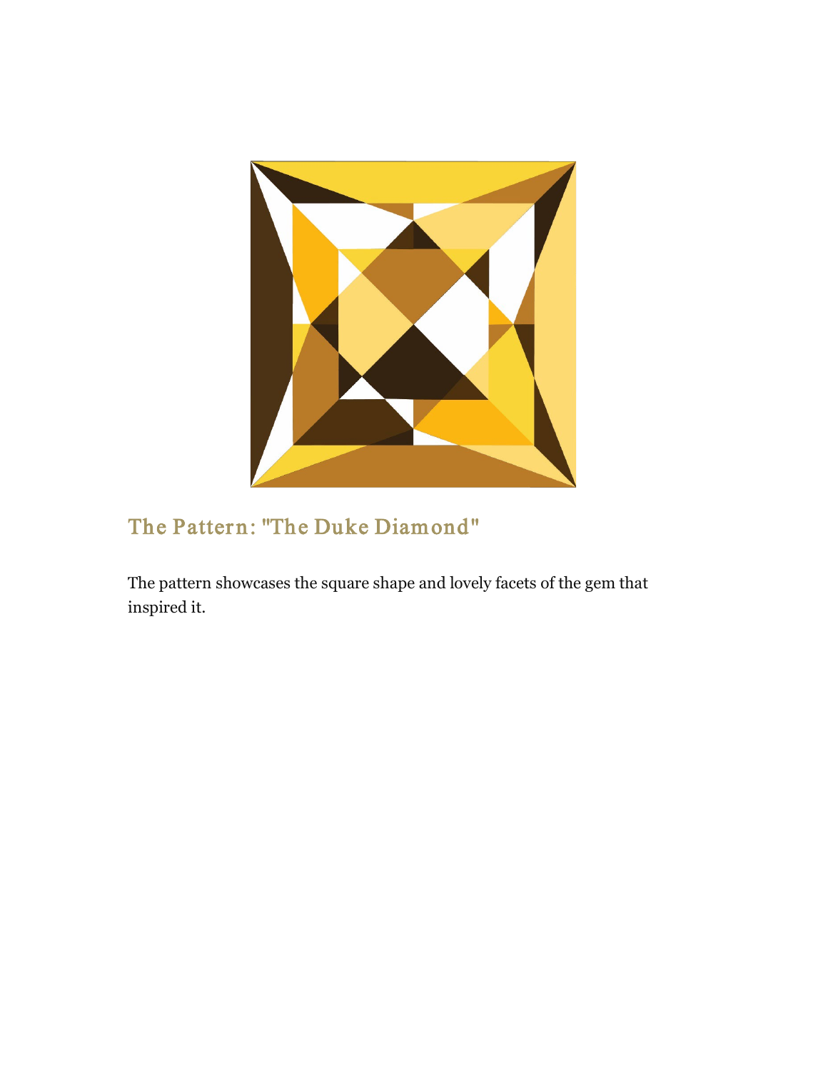## The Pattern: "The Duke Diamond"

The pattern showcases the square shape and lovely facets of the gem that inspired it.